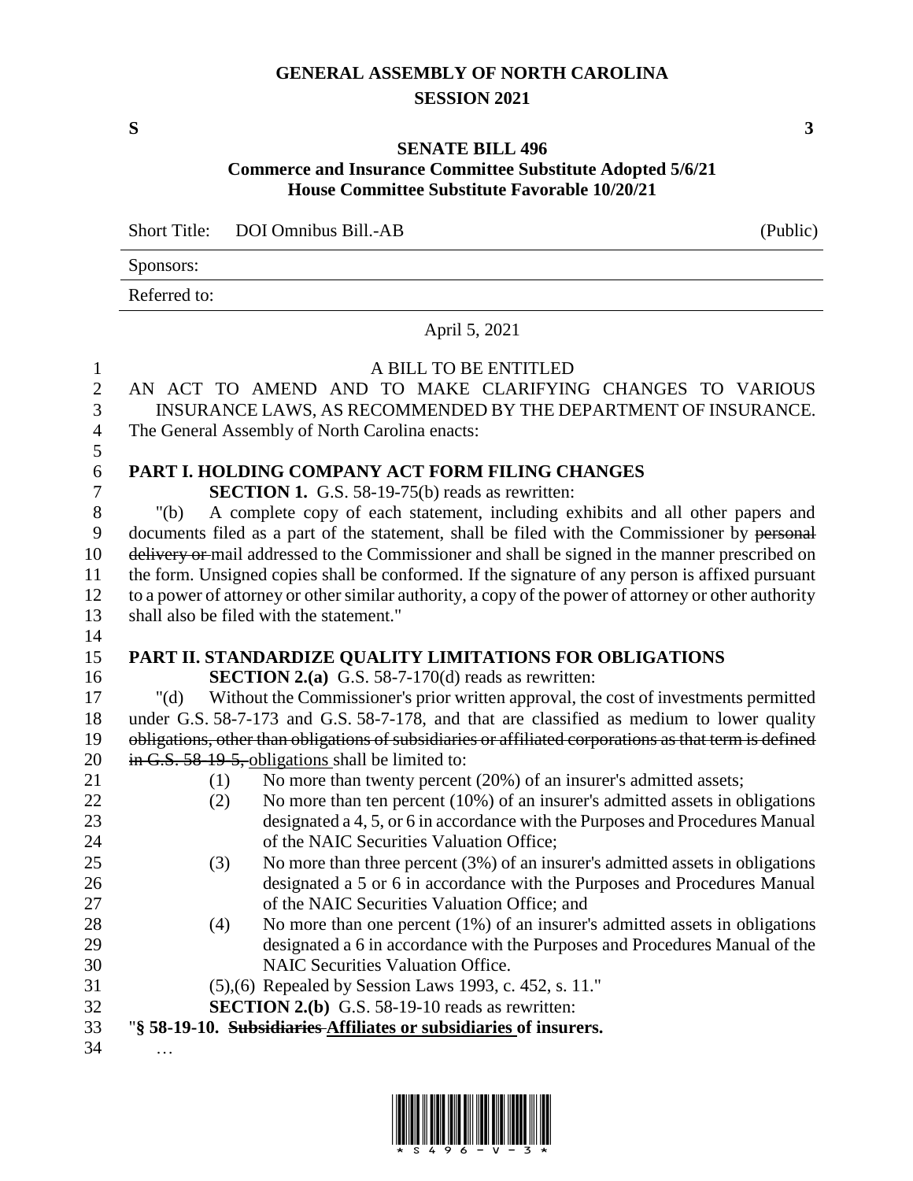# GENERAL ASSEMBLY OF NORTH CAROLINA
## SESSION 2021

**S** **3**

**SENATE BILL 496**
**Commerce and Insurance Committee Substitute Adopted 5/6/21**
**House Committee Substitute Favorable 10/20/21**

Short Title: DOI Omnibus Bill.-AB (Public)

Sponsors:

Referred to:

April 5, 2021

A BILL TO BE ENTITLED

AN ACT TO AMEND AND TO MAKE CLARIFYING CHANGES TO VARIOUS INSURANCE LAWS, AS RECOMMENDED BY THE DEPARTMENT OF INSURANCE.

The General Assembly of North Carolina enacts:

**PART I. HOLDING COMPANY ACT FORM FILING CHANGES**

**SECTION 1.** G.S. 58-19-75(b) reads as rewritten:

"(b) A complete copy of each statement, including exhibits and all other papers and documents filed as a part of the statement, shall be filed with the Commissioner by ~~personal delivery or~~ mail addressed to the Commissioner and shall be signed in the manner prescribed on the form. Unsigned copies shall be conformed. If the signature of any person is affixed pursuant to a power of attorney or other similar authority, a copy of the power of attorney or other authority shall also be filed with the statement."

**PART II. STANDARDIZE QUALITY LIMITATIONS FOR OBLIGATIONS**

**SECTION 2.(a)** G.S. 58-7-170(d) reads as rewritten:

"(d) Without the Commissioner's prior written approval, the cost of investments permitted under G.S. 58-7-173 and G.S. 58-7-178, and that are classified as medium to lower quality ~~obligations, other than obligations of subsidiaries or affiliated corporations as that term is defined in G.S. 58-19-5,~~ <u>obligations</u> shall be limited to:

(1) No more than twenty percent (20%) of an insurer's admitted assets;

(2) No more than ten percent (10%) of an insurer's admitted assets in obligations designated a 4, 5, or 6 in accordance with the Purposes and Procedures Manual of the NAIC Securities Valuation Office;

(3) No more than three percent (3%) of an insurer's admitted assets in obligations designated a 5 or 6 in accordance with the Purposes and Procedures Manual of the NAIC Securities Valuation Office; and

(4) No more than one percent (1%) of an insurer's admitted assets in obligations designated a 6 in accordance with the Purposes and Procedures Manual of the NAIC Securities Valuation Office.

(5),(6) Repealed by Session Laws 1993, c. 452, s. 11."

**SECTION 2.(b)** G.S. 58-19-10 reads as rewritten:

"**§ 58-19-10. ~~Subsidiaries~~ <u>Affiliates or subsidiaries</u> of insurers.**

…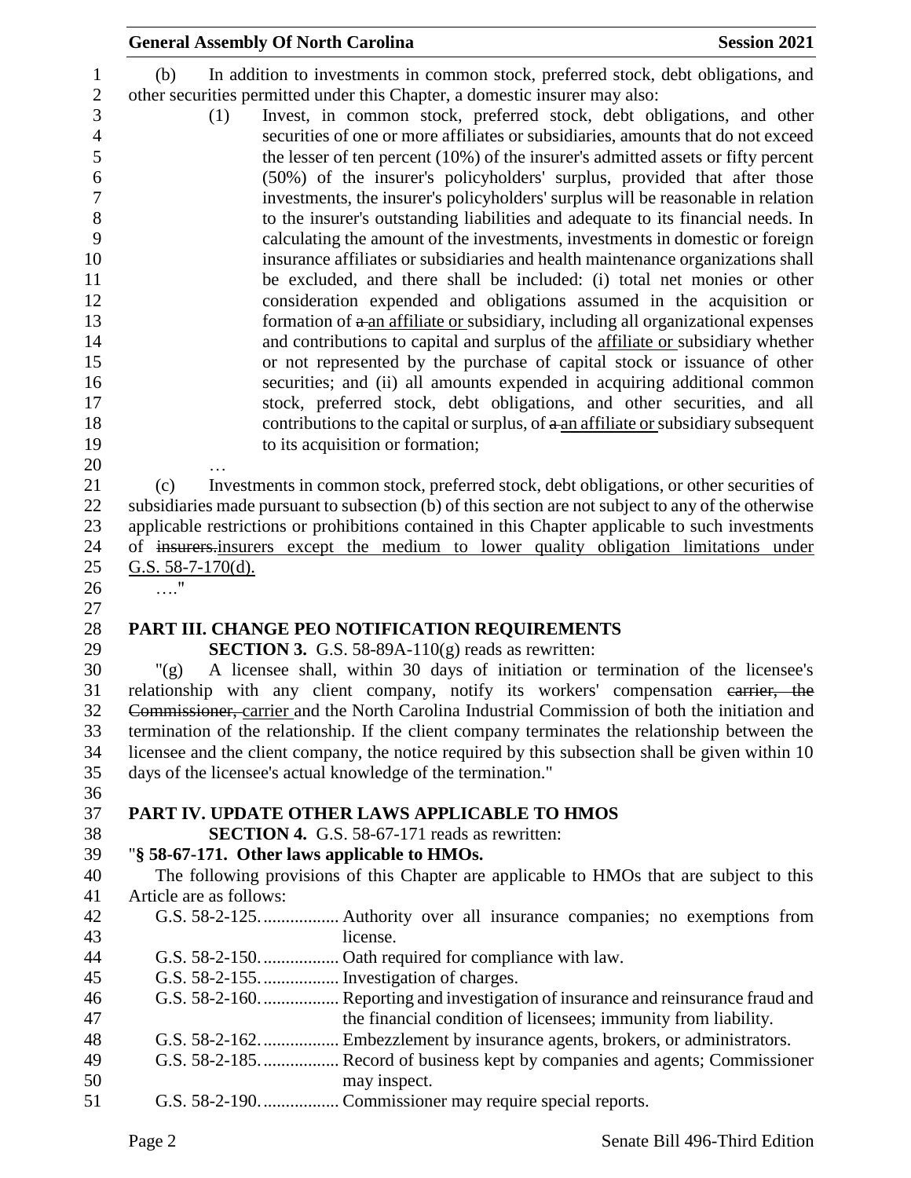(b) In addition to investments in common stock, preferred stock, debt obligations, and other securities permitted under this Chapter, a domestic insurer may also:

(1) Invest, in common stock, preferred stock, debt obligations, and other securities of one or more affiliates or subsidiaries, amounts that do not exceed the lesser of ten percent (10%) of the insurer's admitted assets or fifty percent (50%) of the insurer's policyholders' surplus, provided that after those investments, the insurer's policyholders' surplus will be reasonable in relation to the insurer's outstanding liabilities and adequate to its financial needs. In calculating the amount of the investments, investments in domestic or foreign insurance affiliates or subsidiaries and health maintenance organizations shall be excluded, and there shall be included: (i) total net monies or other consideration expended and obligations assumed in the acquisition or formation of ~~a~~ an affiliate or subsidiary, including all organizational expenses and contributions to capital and surplus of the affiliate or subsidiary whether or not represented by the purchase of capital stock or issuance of other securities; and (ii) all amounts expended in acquiring additional common stock, preferred stock, debt obligations, and other securities, and all contributions to the capital or surplus, of ~~a~~ an affiliate or subsidiary subsequent to its acquisition or formation;

…

(c) Investments in common stock, preferred stock, debt obligations, or other securities of subsidiaries made pursuant to subsection (b) of this section are not subject to any of the otherwise applicable restrictions or prohibitions contained in this Chapter applicable to such investments of ~~insurers.~~insurers except the medium to lower quality obligation limitations under G.S. 58-7-170(d).

…."

## PART III. CHANGE PEO NOTIFICATION REQUIREMENTS

**SECTION 3.** G.S. 58-89A-110(g) reads as rewritten:

"(g) A licensee shall, within 30 days of initiation or termination of the licensee's relationship with any client company, notify its workers' compensation ~~carrier, the Commissioner,~~ carrier and the North Carolina Industrial Commission of both the initiation and termination of the relationship. If the client company terminates the relationship between the licensee and the client company, the notice required by this subsection shall be given within 10 days of the licensee's actual knowledge of the termination."

## PART IV. UPDATE OTHER LAWS APPLICABLE TO HMOS

**SECTION 4.** G.S. 58-67-171 reads as rewritten:

"**§ 58-67-171. Other laws applicable to HMOs.**

The following provisions of this Chapter are applicable to HMOs that are subject to this Article are as follows:

G.S. 58-2-125. ................. Authority over all insurance companies; no exemptions from license.
G.S. 58-2-150. ................. Oath required for compliance with law.
G.S. 58-2-155. ................. Investigation of charges.
G.S. 58-2-160. ................. Reporting and investigation of insurance and reinsurance fraud and the financial condition of licensees; immunity from liability.
G.S. 58-2-162. ................. Embezzlement by insurance agents, brokers, or administrators.
G.S. 58-2-185. ................. Record of business kept by companies and agents; Commissioner may inspect.
G.S. 58-2-190. ................. Commissioner may require special reports.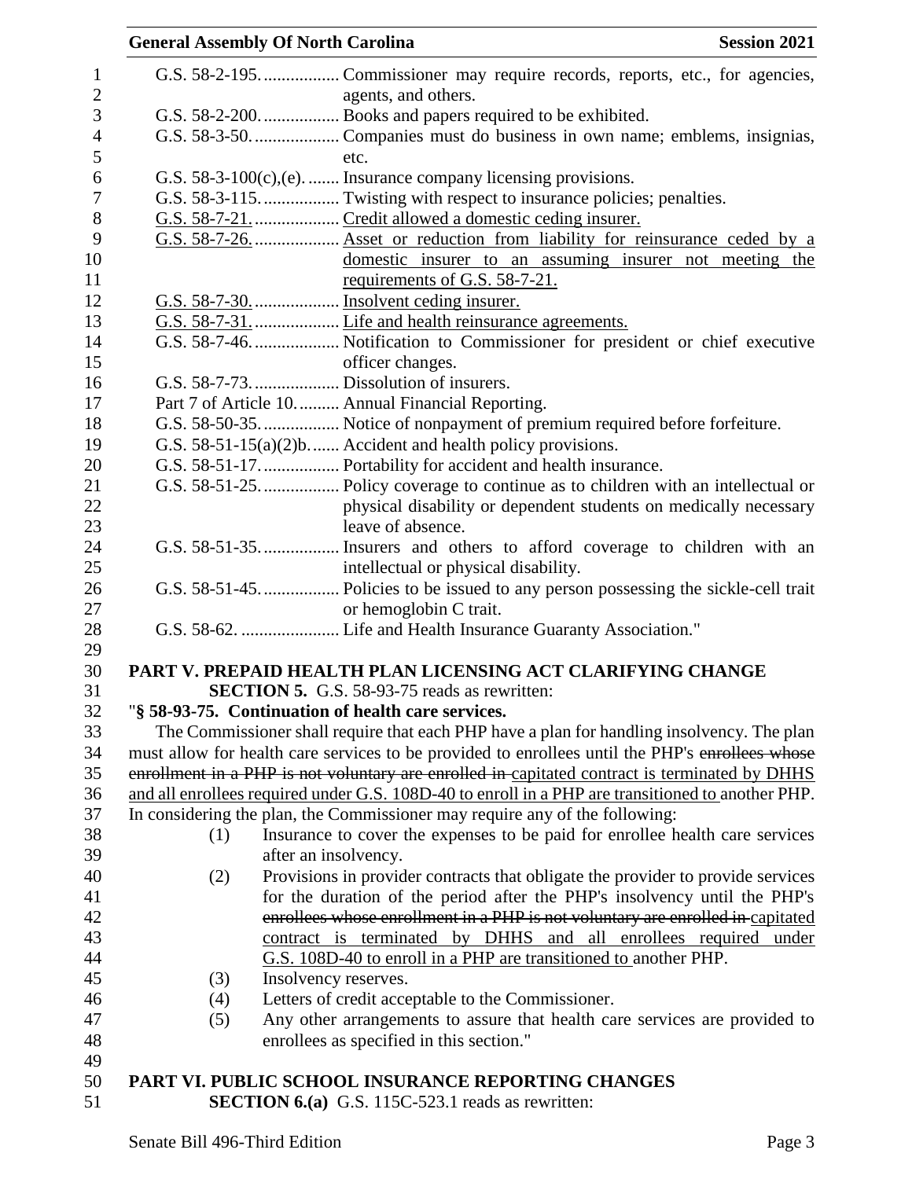G.S. 58-2-195. ................. Commissioner may require records, reports, etc., for agencies, agents, and others.
G.S. 58-2-200. ................. Books and papers required to be exhibited.
G.S. 58-3-50. ................... Companies must do business in own name; emblems, insignias, etc.
G.S. 58-3-100(c),(e). ....... Insurance company licensing provisions.
G.S. 58-3-115. ................. Twisting with respect to insurance policies; penalties.
<u>G.S. 58-7-21. ................... Credit allowed a domestic ceding insurer.</u>
<u>G.S. 58-7-26. ................... Asset or reduction from liability for reinsurance ceded by a domestic insurer to an assuming insurer not meeting the requirements of G.S. 58-7-21.</u>
<u>G.S. 58-7-30. ................... Insolvent ceding insurer.</u>
<u>G.S. 58-7-31. ................... Life and health reinsurance agreements.</u>
G.S. 58-7-46. ................... Notification to Commissioner for president or chief executive officer changes.
G.S. 58-7-73. ................... Dissolution of insurers.
Part 7 of Article 10. ......... Annual Financial Reporting.
G.S. 58-50-35. ................. Notice of nonpayment of premium required before forfeiture.
G.S. 58-51-15(a)(2)b. ...... Accident and health policy provisions.
G.S. 58-51-17. ................. Portability for accident and health insurance.
G.S. 58-51-25. ................. Policy coverage to continue as to children with an intellectual or physical disability or dependent students on medically necessary leave of absence.
G.S. 58-51-35. ................. Insurers and others to afford coverage to children with an intellectual or physical disability.
G.S. 58-51-45. ................. Policies to be issued to any person possessing the sickle-cell trait or hemoglobin C trait.
G.S. 58-62. ...................... Life and Health Insurance Guaranty Association."

**PART V. PREPAID HEALTH PLAN LICENSING ACT CLARIFYING CHANGE**

**SECTION 5.** G.S. 58-93-75 reads as rewritten:

"**§ 58-93-75. Continuation of health care services.**

The Commissioner shall require that each PHP have a plan for handling insolvency. The plan must allow for health care services to be provided to enrollees until the PHP's ~~enrollees whose enrollment in a PHP is not voluntary are enrolled in~~ <u>capitated contract is terminated by DHHS and all enrollees required under G.S. 108D-40 to enroll in a PHP are transitioned to</u> another PHP. In considering the plan, the Commissioner may require any of the following:

(1) Insurance to cover the expenses to be paid for enrollee health care services after an insolvency.
(2) Provisions in provider contracts that obligate the provider to provide services for the duration of the period after the PHP's insolvency until the PHP's ~~enrollees whose enrollment in a PHP is not voluntary are enrolled in~~ <u>capitated contract is terminated by DHHS and all enrollees required under G.S. 108D-40 to enroll in a PHP are transitioned to</u> another PHP.
(3) Insolvency reserves.
(4) Letters of credit acceptable to the Commissioner.
(5) Any other arrangements to assure that health care services are provided to enrollees as specified in this section."

**PART VI. PUBLIC SCHOOL INSURANCE REPORTING CHANGES**

**SECTION 6.(a)** G.S. 115C-523.1 reads as rewritten: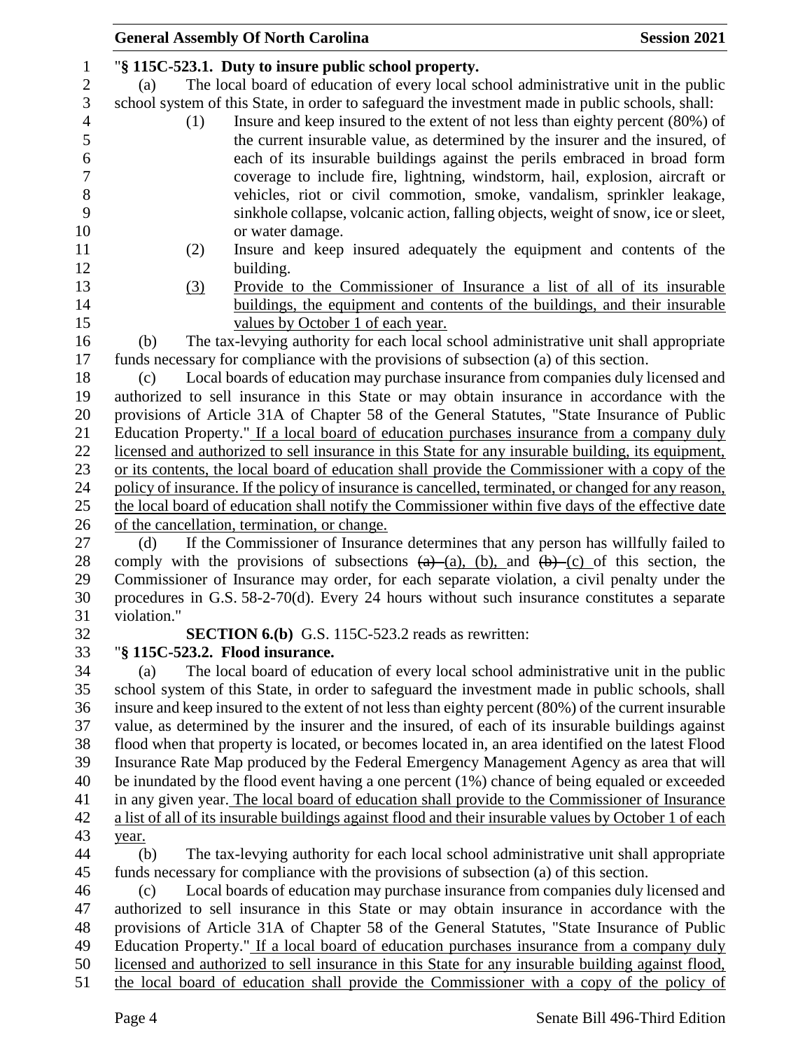"**§ 115C-523.1. Duty to insure public school property.**

(a) The local board of education of every local school administrative unit in the public school system of this State, in order to safeguard the investment made in public schools, shall:

(1) Insure and keep insured to the extent of not less than eighty percent (80%) of the current insurable value, as determined by the insurer and the insured, of each of its insurable buildings against the perils embraced in broad form coverage to include fire, lightning, windstorm, hail, explosion, aircraft or vehicles, riot or civil commotion, smoke, vandalism, sprinkler leakage, sinkhole collapse, volcanic action, falling objects, weight of snow, ice or sleet, or water damage.

(2) Insure and keep insured adequately the equipment and contents of the building.

(3) Provide to the Commissioner of Insurance a list of all of its insurable buildings, the equipment and contents of the buildings, and their insurable values by October 1 of each year.

(b) The tax-levying authority for each local school administrative unit shall appropriate funds necessary for compliance with the provisions of subsection (a) of this section.

(c) Local boards of education may purchase insurance from companies duly licensed and authorized to sell insurance in this State or may obtain insurance in accordance with the provisions of Article 31A of Chapter 58 of the General Statutes, "State Insurance of Public Education Property." If a local board of education purchases insurance from a company duly licensed and authorized to sell insurance in this State for any insurable building, its equipment, or its contents, the local board of education shall provide the Commissioner with a copy of the policy of insurance. If the policy of insurance is cancelled, terminated, or changed for any reason, the local board of education shall notify the Commissioner within five days of the effective date of the cancellation, termination, or change.

(d) If the Commissioner of Insurance determines that any person has willfully failed to comply with the provisions of subsections ~~(a)~~ (a), (b), and ~~(b)~~ (c) of this section, the Commissioner of Insurance may order, for each separate violation, a civil penalty under the procedures in G.S. 58-2-70(d). Every 24 hours without such insurance constitutes a separate violation."

**SECTION 6.(b)** G.S. 115C-523.2 reads as rewritten:

"**§ 115C-523.2. Flood insurance.**

(a) The local board of education of every local school administrative unit in the public school system of this State, in order to safeguard the investment made in public schools, shall insure and keep insured to the extent of not less than eighty percent (80%) of the current insurable value, as determined by the insurer and the insured, of each of its insurable buildings against flood when that property is located, or becomes located in, an area identified on the latest Flood Insurance Rate Map produced by the Federal Emergency Management Agency as area that will be inundated by the flood event having a one percent (1%) chance of being equaled or exceeded in any given year. The local board of education shall provide to the Commissioner of Insurance a list of all of its insurable buildings against flood and their insurable values by October 1 of each year.

(b) The tax-levying authority for each local school administrative unit shall appropriate funds necessary for compliance with the provisions of subsection (a) of this section.

(c) Local boards of education may purchase insurance from companies duly licensed and authorized to sell insurance in this State or may obtain insurance in accordance with the provisions of Article 31A of Chapter 58 of the General Statutes, "State Insurance of Public Education Property." If a local board of education purchases insurance from a company duly licensed and authorized to sell insurance in this State for any insurable building against flood, the local board of education shall provide the Commissioner with a copy of the policy of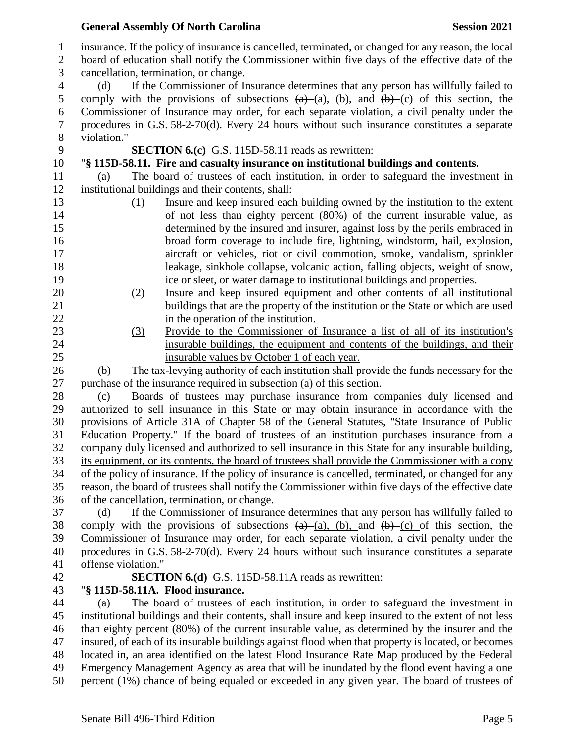insurance. If the policy of insurance is cancelled, terminated, or changed for any reason, the local board of education shall notify the Commissioner within five days of the effective date of the cancellation, termination, or change.

(d) If the Commissioner of Insurance determines that any person has willfully failed to comply with the provisions of subsections ~~(a)~~ (a), (b), and ~~(b)~~ (c) of this section, the Commissioner of Insurance may order, for each separate violation, a civil penalty under the procedures in G.S. 58-2-70(d). Every 24 hours without such insurance constitutes a separate violation."

**SECTION 6.(c)** G.S. 115D-58.11 reads as rewritten:

"**§ 115D-58.11. Fire and casualty insurance on institutional buildings and contents.**

(a) The board of trustees of each institution, in order to safeguard the investment in institutional buildings and their contents, shall:

(1) Insure and keep insured each building owned by the institution to the extent of not less than eighty percent (80%) of the current insurable value, as determined by the insured and insurer, against loss by the perils embraced in broad form coverage to include fire, lightning, windstorm, hail, explosion, aircraft or vehicles, riot or civil commotion, smoke, vandalism, sprinkler leakage, sinkhole collapse, volcanic action, falling objects, weight of snow, ice or sleet, or water damage to institutional buildings and properties.

(2) Insure and keep insured equipment and other contents of all institutional buildings that are the property of the institution or the State or which are used in the operation of the institution.

(3) Provide to the Commissioner of Insurance a list of all of its institution's insurable buildings, the equipment and contents of the buildings, and their insurable values by October 1 of each year.

(b) The tax-levying authority of each institution shall provide the funds necessary for the purchase of the insurance required in subsection (a) of this section.

(c) Boards of trustees may purchase insurance from companies duly licensed and authorized to sell insurance in this State or may obtain insurance in accordance with the provisions of Article 31A of Chapter 58 of the General Statutes, "State Insurance of Public Education Property." If the board of trustees of an institution purchases insurance from a company duly licensed and authorized to sell insurance in this State for any insurable building, its equipment, or its contents, the board of trustees shall provide the Commissioner with a copy of the policy of insurance. If the policy of insurance is cancelled, terminated, or changed for any reason, the board of trustees shall notify the Commissioner within five days of the effective date of the cancellation, termination, or change.

(d) If the Commissioner of Insurance determines that any person has willfully failed to comply with the provisions of subsections ~~(a)~~ (a), (b), and ~~(b)~~ (c) of this section, the Commissioner of Insurance may order, for each separate violation, a civil penalty under the procedures in G.S. 58-2-70(d). Every 24 hours without such insurance constitutes a separate ~~offense~~ violation."

**SECTION 6.(d)** G.S. 115D-58.11A reads as rewritten:

"**§ 115D-58.11A. Flood insurance.**

(a) The board of trustees of each institution, in order to safeguard the investment in institutional buildings and their contents, shall insure and keep insured to the extent of not less than eighty percent (80%) of the current insurable value, as determined by the insurer and the insured, of each of its insurable buildings against flood when that property is located, or becomes located in, an area identified on the latest Flood Insurance Rate Map produced by the Federal Emergency Management Agency as area that will be inundated by the flood event having a one percent (1%) chance of being equaled or exceeded in any given year. The board of trustees of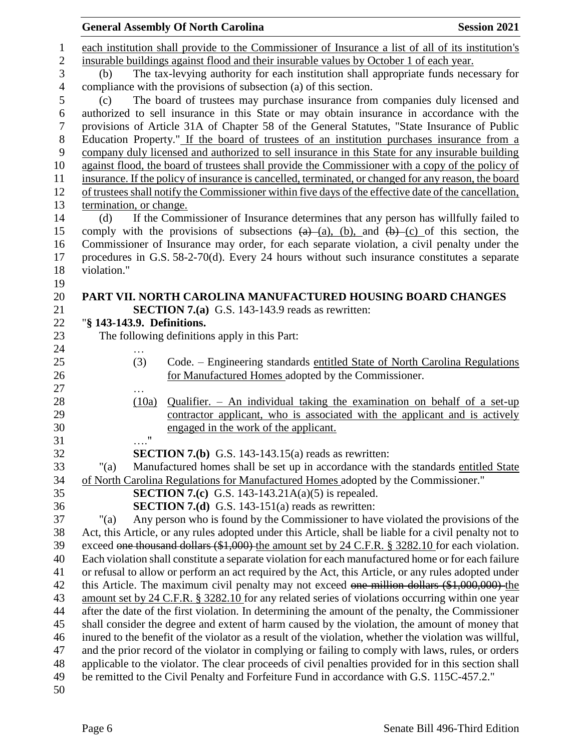each institution shall provide to the Commissioner of Insurance a list of all of its institution's insurable buildings against flood and their insurable values by October 1 of each year.

(b) The tax-levying authority for each institution shall appropriate funds necessary for compliance with the provisions of subsection (a) of this section.

(c) The board of trustees may purchase insurance from companies duly licensed and authorized to sell insurance in this State or may obtain insurance in accordance with the provisions of Article 31A of Chapter 58 of the General Statutes, "State Insurance of Public Education Property." If the board of trustees of an institution purchases insurance from a company duly licensed and authorized to sell insurance in this State for any insurable building against flood, the board of trustees shall provide the Commissioner with a copy of the policy of insurance. If the policy of insurance is cancelled, terminated, or changed for any reason, the board of trustees shall notify the Commissioner within five days of the effective date of the cancellation, termination, or change.

(d) If the Commissioner of Insurance determines that any person has willfully failed to comply with the provisions of subsections ~~(a)~~ (a), (b), and ~~(b)~~ (c) of this section, the Commissioner of Insurance may order, for each separate violation, a civil penalty under the procedures in G.S. 58-2-70(d). Every 24 hours without such insurance constitutes a separate violation."

## PART VII. NORTH CAROLINA MANUFACTURED HOUSING BOARD CHANGES

**SECTION 7.(a)** G.S. 143-143.9 reads as rewritten:

"**§ 143-143.9. Definitions.**

The following definitions apply in this Part:

…

(3) Code. – Engineering standards entitled State of North Carolina Regulations for Manufactured Homes adopted by the Commissioner.

…

(10a) Qualifier. – An individual taking the examination on behalf of a set-up contractor applicant, who is associated with the applicant and is actively engaged in the work of the applicant.

…."

**SECTION 7.(b)** G.S. 143-143.15(a) reads as rewritten:

"(a) Manufactured homes shall be set up in accordance with the standards entitled State of North Carolina Regulations for Manufactured Homes adopted by the Commissioner."

**SECTION 7.(c)** G.S. 143-143.21A(a)(5) is repealed.

**SECTION 7.(d)** G.S. 143-151(a) reads as rewritten:

"(a) Any person who is found by the Commissioner to have violated the provisions of the Act, this Article, or any rules adopted under this Article, shall be liable for a civil penalty not to exceed ~~one thousand dollars ($1,000)~~ the amount set by 24 C.F.R. § 3282.10 for each violation. Each violation shall constitute a separate violation for each manufactured home or for each failure or refusal to allow or perform an act required by the Act, this Article, or any rules adopted under this Article. The maximum civil penalty may not exceed ~~one million dollars ($1,000,000)~~ the amount set by 24 C.F.R. § 3282.10 for any related series of violations occurring within one year after the date of the first violation. In determining the amount of the penalty, the Commissioner shall consider the degree and extent of harm caused by the violation, the amount of money that inured to the benefit of the violator as a result of the violation, whether the violation was willful, and the prior record of the violator in complying or failing to comply with laws, rules, or orders applicable to the violator. The clear proceeds of civil penalties provided for in this section shall be remitted to the Civil Penalty and Forfeiture Fund in accordance with G.S. 115C-457.2."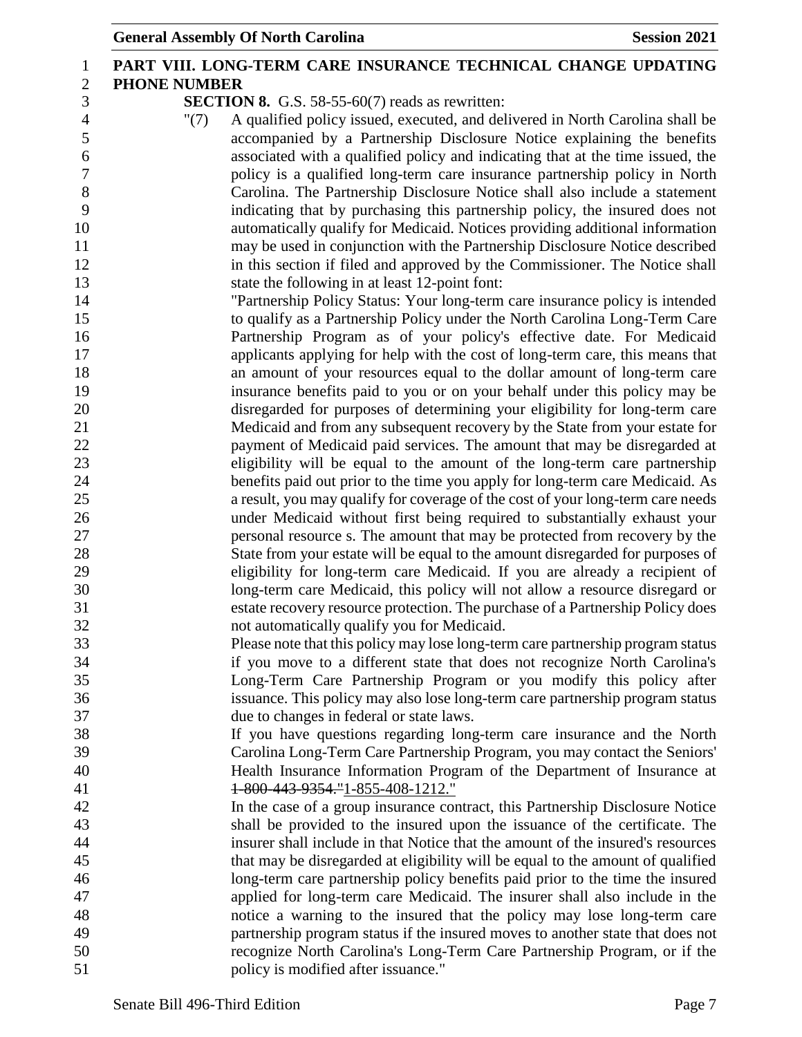**PART VIII. LONG-TERM CARE INSURANCE TECHNICAL CHANGE UPDATING PHONE NUMBER**

**SECTION 8.** G.S. 58-55-60(7) reads as rewritten:

"(7) A qualified policy issued, executed, and delivered in North Carolina shall be accompanied by a Partnership Disclosure Notice explaining the benefits associated with a qualified policy and indicating that at the time issued, the policy is a qualified long-term care insurance partnership policy in North Carolina. The Partnership Disclosure Notice shall also include a statement indicating that by purchasing this partnership policy, the insured does not automatically qualify for Medicaid. Notices providing additional information may be used in conjunction with the Partnership Disclosure Notice described in this section if filed and approved by the Commissioner. The Notice shall state the following in at least 12-point font:

"Partnership Policy Status: Your long-term care insurance policy is intended to qualify as a Partnership Policy under the North Carolina Long-Term Care Partnership Program as of your policy's effective date. For Medicaid applicants applying for help with the cost of long-term care, this means that an amount of your resources equal to the dollar amount of long-term care insurance benefits paid to you or on your behalf under this policy may be disregarded for purposes of determining your eligibility for long-term care Medicaid and from any subsequent recovery by the State from your estate for payment of Medicaid paid services. The amount that may be disregarded at eligibility will be equal to the amount of the long-term care partnership benefits paid out prior to the time you apply for long-term care Medicaid. As a result, you may qualify for coverage of the cost of your long-term care needs under Medicaid without first being required to substantially exhaust your personal resource s. The amount that may be protected from recovery by the State from your estate will be equal to the amount disregarded for purposes of eligibility for long-term care Medicaid. If you are already a recipient of long-term care Medicaid, this policy will not allow a resource disregard or estate recovery resource protection. The purchase of a Partnership Policy does not automatically qualify you for Medicaid.

Please note that this policy may lose long-term care partnership program status if you move to a different state that does not recognize North Carolina's Long-Term Care Partnership Program or you modify this policy after issuance. This policy may also lose long-term care partnership program status due to changes in federal or state laws.

If you have questions regarding long-term care insurance and the North Carolina Long-Term Care Partnership Program, you may contact the Seniors' Health Insurance Information Program of the Department of Insurance at ~~1-800-443-9354."~~1-855-408-1212."

In the case of a group insurance contract, this Partnership Disclosure Notice shall be provided to the insured upon the issuance of the certificate. The insurer shall include in that Notice that the amount of the insured's resources that may be disregarded at eligibility will be equal to the amount of qualified long-term care partnership policy benefits paid prior to the time the insured applied for long-term care Medicaid. The insurer shall also include in the notice a warning to the insured that the policy may lose long-term care partnership program status if the insured moves to another state that does not recognize North Carolina's Long-Term Care Partnership Program, or if the policy is modified after issuance."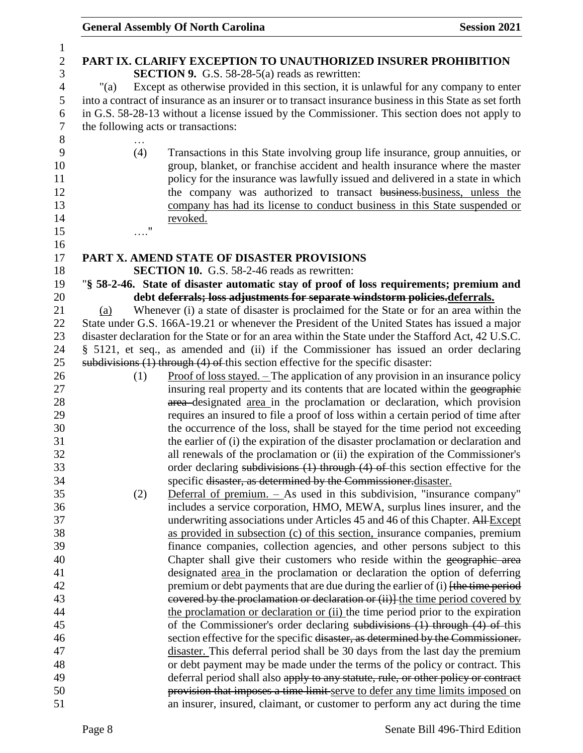**PART IX. CLARIFY EXCEPTION TO UNAUTHORIZED INSURER PROHIBITION**

**SECTION 9.** G.S. 58-28-5(a) reads as rewritten:

"(a) Except as otherwise provided in this section, it is unlawful for any company to enter into a contract of insurance as an insurer or to transact insurance business in this State as set forth in G.S. 58-28-13 without a license issued by the Commissioner. This section does not apply to the following acts or transactions:

…

(4) Transactions in this State involving group life insurance, group annuities, or group, blanket, or franchise accident and health insurance where the master policy for the insurance was lawfully issued and delivered in a state in which the company was authorized to transact ~~business.~~business, unless the company has had its license to conduct business in this State suspended or revoked.

…."

**PART X. AMEND STATE OF DISASTER PROVISIONS**

**SECTION 10.** G.S. 58-2-46 reads as rewritten:

"**§ 58-2-46. State of disaster automatic stay of proof of loss requirements; premium and debt ~~deferrals; loss adjustments for separate windstorm policies.~~deferrals.**

(a) Whenever (i) a state of disaster is proclaimed for the State or for an area within the State under G.S. 166A-19.21 or whenever the President of the United States has issued a major disaster declaration for the State or for an area within the State under the Stafford Act, 42 U.S.C. § 5121, et seq., as amended and (ii) if the Commissioner has issued an order declaring ~~subdivisions (1) through (4) of~~ this section effective for the specific disaster:

(1) Proof of loss stayed. – The application of any provision in an insurance policy insuring real property and its contents that are located within the ~~geographic area~~ designated area in the proclamation or declaration, which provision requires an insured to file a proof of loss within a certain period of time after the occurrence of the loss, shall be stayed for the time period not exceeding the earlier of (i) the expiration of the disaster proclamation or declaration and all renewals of the proclamation or (ii) the expiration of the Commissioner's order declaring ~~subdivisions (1) through (4) of~~ this section effective for the specific ~~disaster, as determined by the Commissioner.~~disaster.

(2) Deferral of premium. – As used in this subdivision, "insurance company" includes a service corporation, HMO, MEWA, surplus lines insurer, and the underwriting associations under Articles 45 and 46 of this Chapter. ~~All~~ Except as provided in subsection (c) of this section, insurance companies, premium finance companies, collection agencies, and other persons subject to this Chapter shall give their customers who reside within the ~~geographic area~~ designated area in the proclamation or declaration the option of deferring premium or debt payments that are due during the earlier of (i) ~~[the time period covered by the proclamation or declaration or (ii)]~~ the time period covered by the proclamation or declaration or (ii) the time period prior to the expiration of the Commissioner's order declaring ~~subdivisions (1) through (4) of~~ this section effective for the specific ~~disaster, as determined by the Commissioner.~~ disaster. This deferral period shall be 30 days from the last day the premium or debt payment may be made under the terms of the policy or contract. This deferral period shall also ~~apply to any statute, rule, or other policy or contract provision that imposes a time limit~~ serve to defer any time limits imposed on an insurer, insured, claimant, or customer to perform any act during the time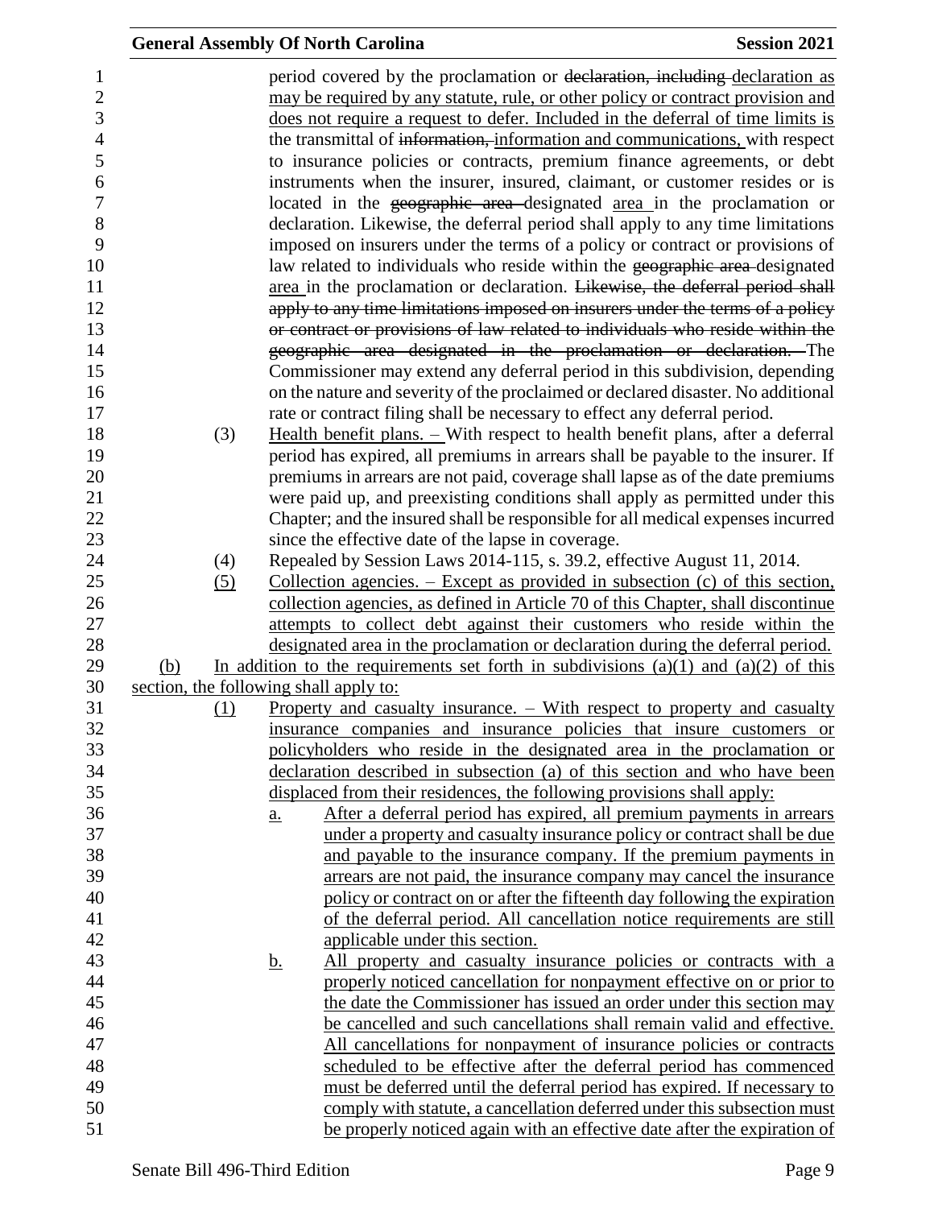period covered by the proclamation or ~~declaration, including~~ declaration as may be required by any statute, rule, or other policy or contract provision and does not require a request to defer. Included in the deferral of time limits is the transmittal of ~~information,~~ information and communications, with respect to insurance policies or contracts, premium finance agreements, or debt instruments when the insurer, insured, claimant, or customer resides or is located in the ~~geographic area~~ designated area in the proclamation or declaration. Likewise, the deferral period shall apply to any time limitations imposed on insurers under the terms of a policy or contract or provisions of law related to individuals who reside within the ~~geographic area~~ designated area in the proclamation or declaration. ~~Likewise, the deferral period shall apply to any time limitations imposed on insurers under the terms of a policy or contract or provisions of law related to individuals who reside within the geographic area designated in the proclamation or declaration.~~ The Commissioner may extend any deferral period in this subdivision, depending on the nature and severity of the proclaimed or declared disaster. No additional rate or contract filing shall be necessary to effect any deferral period.

(3) Health benefit plans. – With respect to health benefit plans, after a deferral period has expired, all premiums in arrears shall be payable to the insurer. If premiums in arrears are not paid, coverage shall lapse as of the date premiums were paid up, and preexisting conditions shall apply as permitted under this Chapter; and the insured shall be responsible for all medical expenses incurred since the effective date of the lapse in coverage.

(4) Repealed by Session Laws 2014-115, s. 39.2, effective August 11, 2014.

(5) Collection agencies. – Except as provided in subsection (c) of this section, collection agencies, as defined in Article 70 of this Chapter, shall discontinue attempts to collect debt against their customers who reside within the designated area in the proclamation or declaration during the deferral period.

(b) In addition to the requirements set forth in subdivisions (a)(1) and (a)(2) of this section, the following shall apply to:

(1) Property and casualty insurance. – With respect to property and casualty insurance companies and insurance policies that insure customers or policyholders who reside in the designated area in the proclamation or declaration described in subsection (a) of this section and who have been displaced from their residences, the following provisions shall apply:

a. After a deferral period has expired, all premium payments in arrears under a property and casualty insurance policy or contract shall be due and payable to the insurance company. If the premium payments in arrears are not paid, the insurance company may cancel the insurance policy or contract on or after the fifteenth day following the expiration of the deferral period. All cancellation notice requirements are still applicable under this section.

b. All property and casualty insurance policies or contracts with a properly noticed cancellation for nonpayment effective on or prior to the date the Commissioner has issued an order under this section may be cancelled and such cancellations shall remain valid and effective. All cancellations for nonpayment of insurance policies or contracts scheduled to be effective after the deferral period has commenced must be deferred until the deferral period has expired. If necessary to comply with statute, a cancellation deferred under this subsection must be properly noticed again with an effective date after the expiration of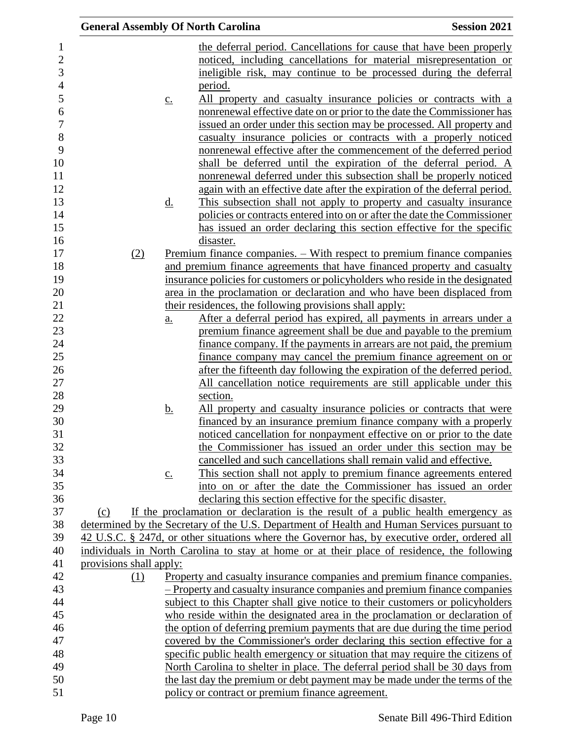the deferral period. Cancellations for cause that have been properly noticed, including cancellations for material misrepresentation or ineligible risk, may continue to be processed during the deferral period.

c. All property and casualty insurance policies or contracts with a nonrenewal effective date on or prior to the date the Commissioner has issued an order under this section may be processed. All property and casualty insurance policies or contracts with a properly noticed nonrenewal effective after the commencement of the deferred period shall be deferred until the expiration of the deferral period. A nonrenewal deferred under this subsection shall be properly noticed again with an effective date after the expiration of the deferral period.

d. This subsection shall not apply to property and casualty insurance policies or contracts entered into on or after the date the Commissioner has issued an order declaring this section effective for the specific disaster.

(2) Premium finance companies. – With respect to premium finance companies and premium finance agreements that have financed property and casualty insurance policies for customers or policyholders who reside in the designated area in the proclamation or declaration and who have been displaced from their residences, the following provisions shall apply:

a. After a deferral period has expired, all payments in arrears under a premium finance agreement shall be due and payable to the premium finance company. If the payments in arrears are not paid, the premium finance company may cancel the premium finance agreement on or after the fifteenth day following the expiration of the deferred period. All cancellation notice requirements are still applicable under this section.

b. All property and casualty insurance policies or contracts that were financed by an insurance premium finance company with a properly noticed cancellation for nonpayment effective on or prior to the date the Commissioner has issued an order under this section may be cancelled and such cancellations shall remain valid and effective.

c. This section shall not apply to premium finance agreements entered into on or after the date the Commissioner has issued an order declaring this section effective for the specific disaster.

(c) If the proclamation or declaration is the result of a public health emergency as determined by the Secretary of the U.S. Department of Health and Human Services pursuant to 42 U.S.C. § 247d, or other situations where the Governor has, by executive order, ordered all individuals in North Carolina to stay at home or at their place of residence, the following provisions shall apply:

(1) Property and casualty insurance companies and premium finance companies. – Property and casualty insurance companies and premium finance companies subject to this Chapter shall give notice to their customers or policyholders who reside within the designated area in the proclamation or declaration of the option of deferring premium payments that are due during the time period covered by the Commissioner's order declaring this section effective for a specific public health emergency or situation that may require the citizens of North Carolina to shelter in place. The deferral period shall be 30 days from the last day the premium or debt payment may be made under the terms of the policy or contract or premium finance agreement.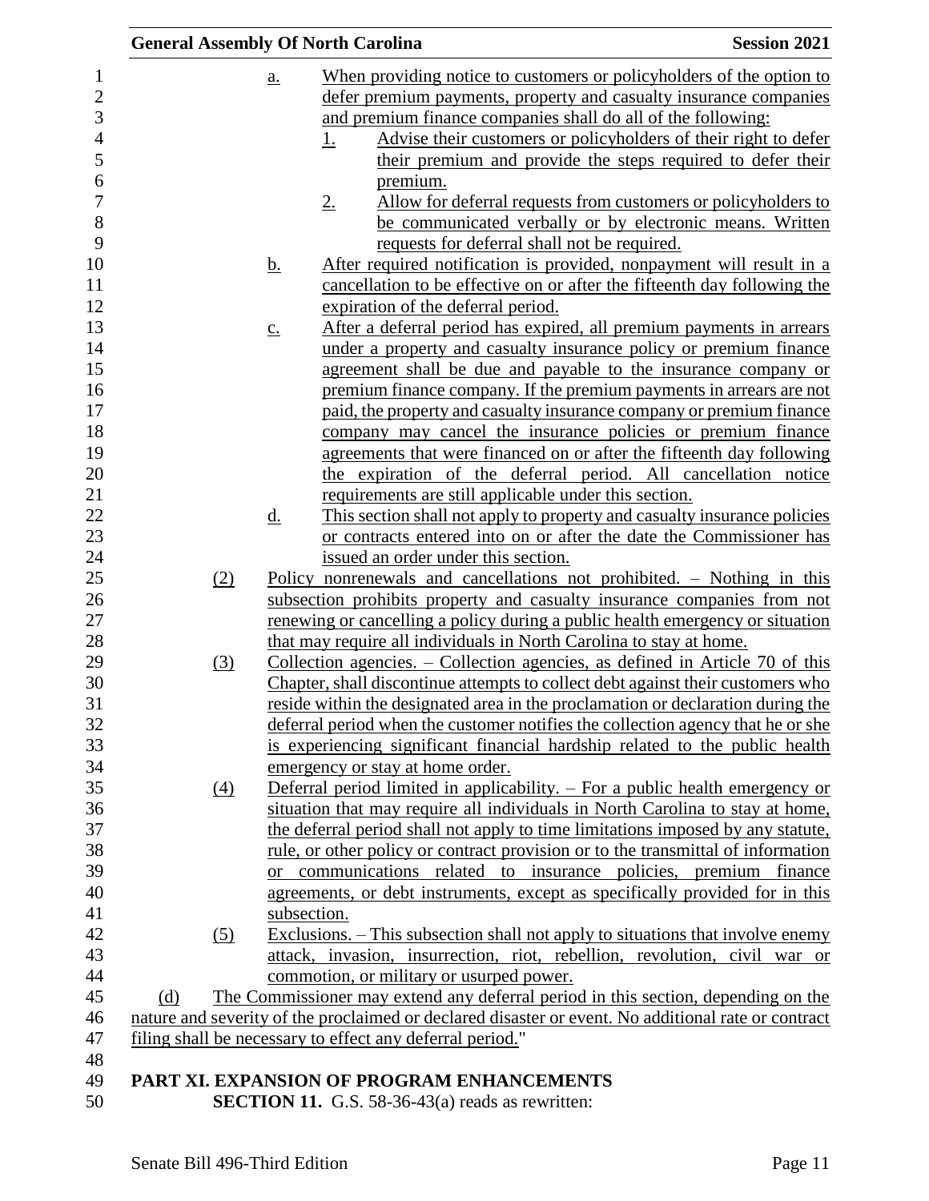a. When providing notice to customers or policyholders of the option to defer premium payments, property and casualty insurance companies and premium finance companies shall do all of the following:

1. Advise their customers or policyholders of their right to defer their premium and provide the steps required to defer their premium.
2. Allow for deferral requests from customers or policyholders to be communicated verbally or by electronic means. Written requests for deferral shall not be required.

b. After required notification is provided, nonpayment will result in a cancellation to be effective on or after the fifteenth day following the expiration of the deferral period.

c. After a deferral period has expired, all premium payments in arrears under a property and casualty insurance policy or premium finance agreement shall be due and payable to the insurance company or premium finance company. If the premium payments in arrears are not paid, the property and casualty insurance company or premium finance company may cancel the insurance policies or premium finance agreements that were financed on or after the fifteenth day following the expiration of the deferral period. All cancellation notice requirements are still applicable under this section.

d. This section shall not apply to property and casualty insurance policies or contracts entered into on or after the date the Commissioner has issued an order under this section.

(2) Policy nonrenewals and cancellations not prohibited. – Nothing in this subsection prohibits property and casualty insurance companies from not renewing or cancelling a policy during a public health emergency or situation that may require all individuals in North Carolina to stay at home.

(3) Collection agencies. – Collection agencies, as defined in Article 70 of this Chapter, shall discontinue attempts to collect debt against their customers who reside within the designated area in the proclamation or declaration during the deferral period when the customer notifies the collection agency that he or she is experiencing significant financial hardship related to the public health emergency or stay at home order.

(4) Deferral period limited in applicability. – For a public health emergency or situation that may require all individuals in North Carolina to stay at home, the deferral period shall not apply to time limitations imposed by any statute, rule, or other policy or contract provision or to the transmittal of information or communications related to insurance policies, premium finance agreements, or debt instruments, except as specifically provided for in this subsection.

(5) Exclusions. – This subsection shall not apply to situations that involve enemy attack, invasion, insurrection, riot, rebellion, revolution, civil war or commotion, or military or usurped power.

(d) The Commissioner may extend any deferral period in this section, depending on the nature and severity of the proclaimed or declared disaster or event. No additional rate or contract filing shall be necessary to effect any deferral period."

## PART XI. EXPANSION OF PROGRAM ENHANCEMENTS

**SECTION 11.** G.S. 58-36-43(a) reads as rewritten: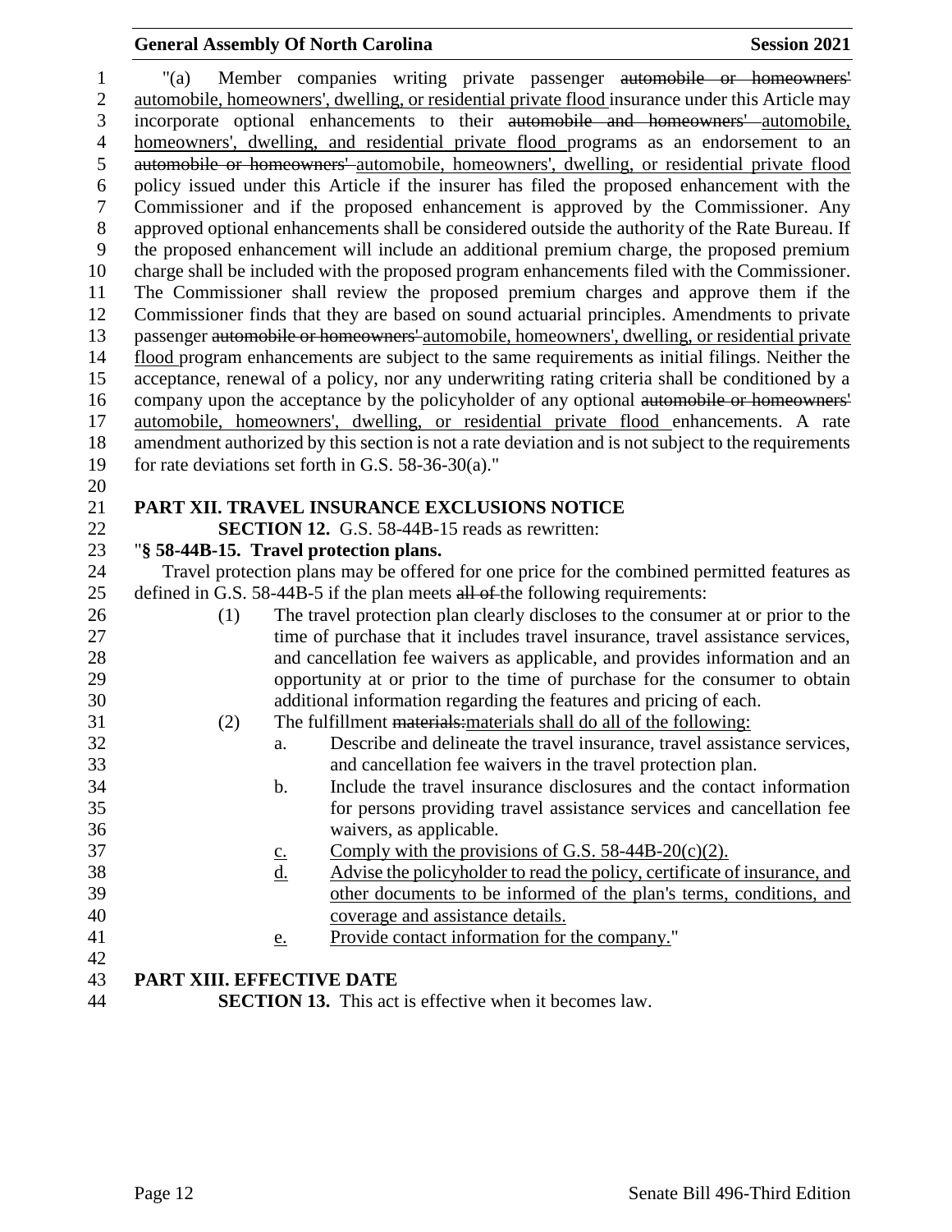"(a) Member companies writing private passenger ~~automobile or homeowners'~~ automobile, homeowners', dwelling, or residential private flood insurance under this Article may incorporate optional enhancements to their ~~automobile and homeowners'~~ automobile, homeowners', dwelling, and residential private flood programs as an endorsement to an ~~automobile or homeowners'~~ automobile, homeowners', dwelling, or residential private flood policy issued under this Article if the insurer has filed the proposed enhancement with the Commissioner and if the proposed enhancement is approved by the Commissioner. Any approved optional enhancements shall be considered outside the authority of the Rate Bureau. If the proposed enhancement will include an additional premium charge, the proposed premium charge shall be included with the proposed program enhancements filed with the Commissioner. The Commissioner shall review the proposed premium charges and approve them if the Commissioner finds that they are based on sound actuarial principles. Amendments to private passenger ~~automobile or homeowners'~~ automobile, homeowners', dwelling, or residential private flood program enhancements are subject to the same requirements as initial filings. Neither the acceptance, renewal of a policy, nor any underwriting rating criteria shall be conditioned by a company upon the acceptance by the policyholder of any optional ~~automobile or homeowners'~~ automobile, homeowners', dwelling, or residential private flood enhancements. A rate amendment authorized by this section is not a rate deviation and is not subject to the requirements for rate deviations set forth in G.S. 58-36-30(a)."

**PART XII. TRAVEL INSURANCE EXCLUSIONS NOTICE**

**SECTION 12.** G.S. 58-44B-15 reads as rewritten:

"**§ 58-44B-15. Travel protection plans.**

Travel protection plans may be offered for one price for the combined permitted features as defined in G.S. 58-44B-5 if the plan meets ~~all of~~ the following requirements:

(1) The travel protection plan clearly discloses to the consumer at or prior to the time of purchase that it includes travel insurance, travel assistance services, and cancellation fee waivers as applicable, and provides information and an opportunity at or prior to the time of purchase for the consumer to obtain additional information regarding the features and pricing of each.

(2) The fulfillment ~~materials:~~materials shall do all of the following:

a. Describe and delineate the travel insurance, travel assistance services, and cancellation fee waivers in the travel protection plan.

b. Include the travel insurance disclosures and the contact information for persons providing travel assistance services and cancellation fee waivers, as applicable.

c. Comply with the provisions of G.S. 58-44B-20(c)(2).

d. Advise the policyholder to read the policy, certificate of insurance, and other documents to be informed of the plan's terms, conditions, and coverage and assistance details.

e. Provide contact information for the company."

**PART XIII. EFFECTIVE DATE**

**SECTION 13.** This act is effective when it becomes law.